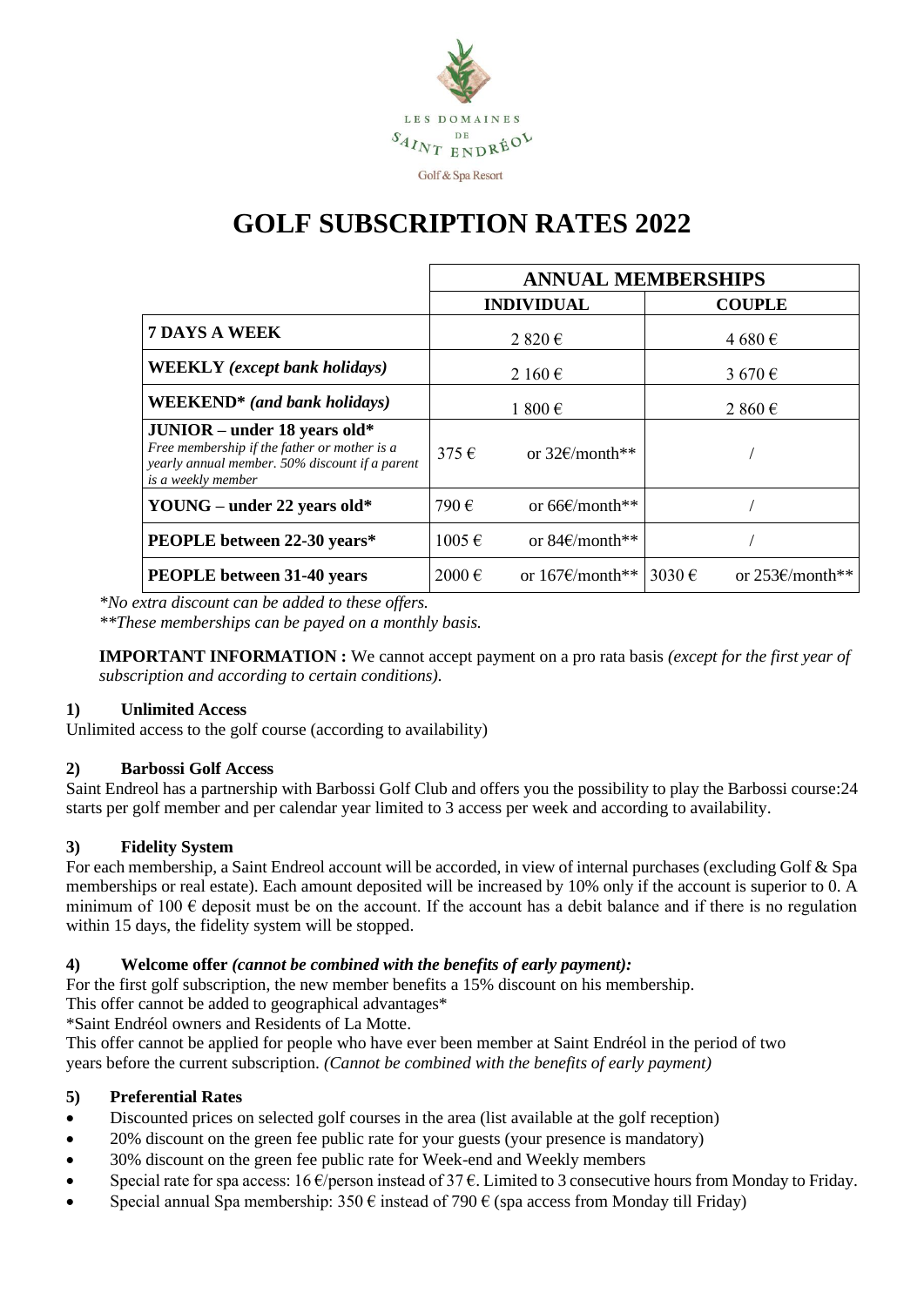LES DOMAINES DE SAINT ENDRÉOL

Golf & Spa Resort

# GOLF SUBSCRIPTION RATES 2022

| | ANNUAL MEMBERSHIPS | | | |
|---|---|---|---|---|
| | INDIVIDUAL | | COUPLE | |
| **7 DAYS A WEEK** | 2 820 € | | 4 680 € | |
| **WEEKLY** *(except bank holidays)* | 2 160 € | | 3 670 € | |
| **WEEKEND*** *(and bank holidays)* | 1 800 € | | 2 860 € | |
| **JUNIOR – under 18 years old*** *Free membership if the father or mother is a yearly annual member. 50% discount if a parent is a weekly member* | 375 € | or 32€/month** | / | |
| **YOUNG – under 22 years old*** | 790 € | or 66€/month** | / | |
| **PEOPLE between 22-30 years*** | 1005 € | or 84€/month** | / | |
| **PEOPLE between 31-40 years** | 2000 € | or 167€/month** | 3030 € | or 253€/month** |

*\*No extra discount can be added to these offers.*
*\*\*These memberships can be payed on a monthly basis.*

**IMPORTANT INFORMATION :** We cannot accept payment on a pro rata basis *(except for the first year of subscription and according to certain conditions).*

### 1) Unlimited Access

Unlimited access to the golf course (according to availability)

### 2) Barbossi Golf Access

Saint Endreol has a partnership with Barbossi Golf Club and offers you the possibility to play the Barbossi course:24 starts per golf member and per calendar year limited to 3 access per week and according to availability.

### 3) Fidelity System

For each membership, a Saint Endreol account will be accorded, in view of internal purchases (excluding Golf & Spa memberships or real estate). Each amount deposited will be increased by 10% only if the account is superior to 0. A minimum of 100 € deposit must be on the account. If the account has a debit balance and if there is no regulation within 15 days, the fidelity system will be stopped.

### 4) Welcome offer *(cannot be combined with the benefits of early payment):*

For the first golf subscription, the new member benefits a 15% discount on his membership.
This offer cannot be added to geographical advantages*
*Saint Endréol owners and Residents of La Motte.
This offer cannot be applied for people who have ever been member at Saint Endréol in the period of two years before the current subscription. *(Cannot be combined with the benefits of early payment)*

### 5) Preferential Rates

- Discounted prices on selected golf courses in the area (list available at the golf reception)
- 20% discount on the green fee public rate for your guests (your presence is mandatory)
- 30% discount on the green fee public rate for Week-end and Weekly members
- Special rate for spa access: 16 €/person instead of 37 €. Limited to 3 consecutive hours from Monday to Friday.
- Special annual Spa membership: 350 € instead of 790 € (spa access from Monday till Friday)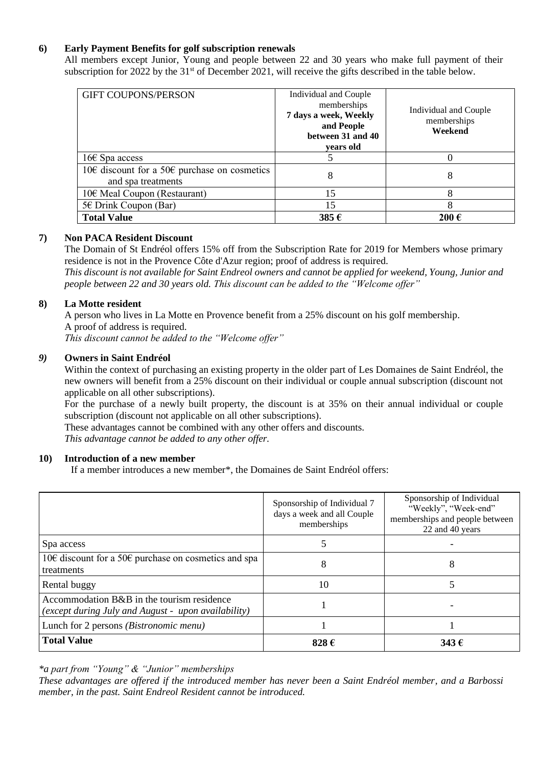### 6) Early Payment Benefits for golf subscription renewals

All members except Junior, Young and people between 22 and 30 years who make full payment of their subscription for 2022 by the 31st of December 2021, will receive the gifts described in the table below.

| GIFT COUPONS/PERSON | Individual and Couple memberships **7 days a week, Weekly and People between 31 and 40 years old** | Individual and Couple memberships **Weekend** |
|---|---|---|
| 16€ Spa access | 5 | 0 |
| 10€ discount for a 50€ purchase on cosmetics and spa treatments | 8 | 8 |
| 10€ Meal Coupon (Restaurant) | 15 | 8 |
| 5€ Drink Coupon (Bar) | 15 | 8 |
| **Total Value** | **385 €** | **200 €** |

### 7) Non PACA Resident Discount

The Domain of St Endréol offers 15% off from the Subscription Rate for 2019 for Members whose primary residence is not in the Provence Côte d'Azur region; proof of address is required.

*This discount is not available for Saint Endreol owners and cannot be applied for weekend, Young, Junior and people between 22 and 30 years old. This discount can be added to the "Welcome offer"*

### 8) La Motte resident

A person who lives in La Motte en Provence benefit from a 25% discount on his golf membership.
A proof of address is required.
*This discount cannot be added to the "Welcome offer"*

### *9)* Owners in Saint Endréol

Within the context of purchasing an existing property in the older part of Les Domaines de Saint Endréol, the new owners will benefit from a 25% discount on their individual or couple annual subscription (discount not applicable on all other subscriptions).

For the purchase of a newly built property, the discount is at 35% on their annual individual or couple subscription (discount not applicable on all other subscriptions).

These advantages cannot be combined with any other offers and discounts.
*This advantage cannot be added to any other offer.*

### 10) Introduction of a new member

If a member introduces a new member*, the Domaines de Saint Endréol offers:

| | Sponsorship of Individual 7 days a week and all Couple memberships | Sponsorship of Individual "Weekly", "Week-end" memberships and people between 22 and 40 years |
|---|---|---|
| Spa access | 5 | - |
| 10€ discount for a 50€ purchase on cosmetics and spa treatments | 8 | 8 |
| Rental buggy | 10 | 5 |
| Accommodation B&B in the tourism residence *(except during July and August - upon availability)* | 1 | - |
| Lunch for 2 persons *(Bistronomic menu)* | 1 | 1 |
| **Total Value** | **828 €** | **343 €** |

*\*a part from "Young" & "Junior" memberships*

*These advantages are offered if the introduced member has never been a Saint Endréol member, and a Barbossi member, in the past. Saint Endreol Resident cannot be introduced.*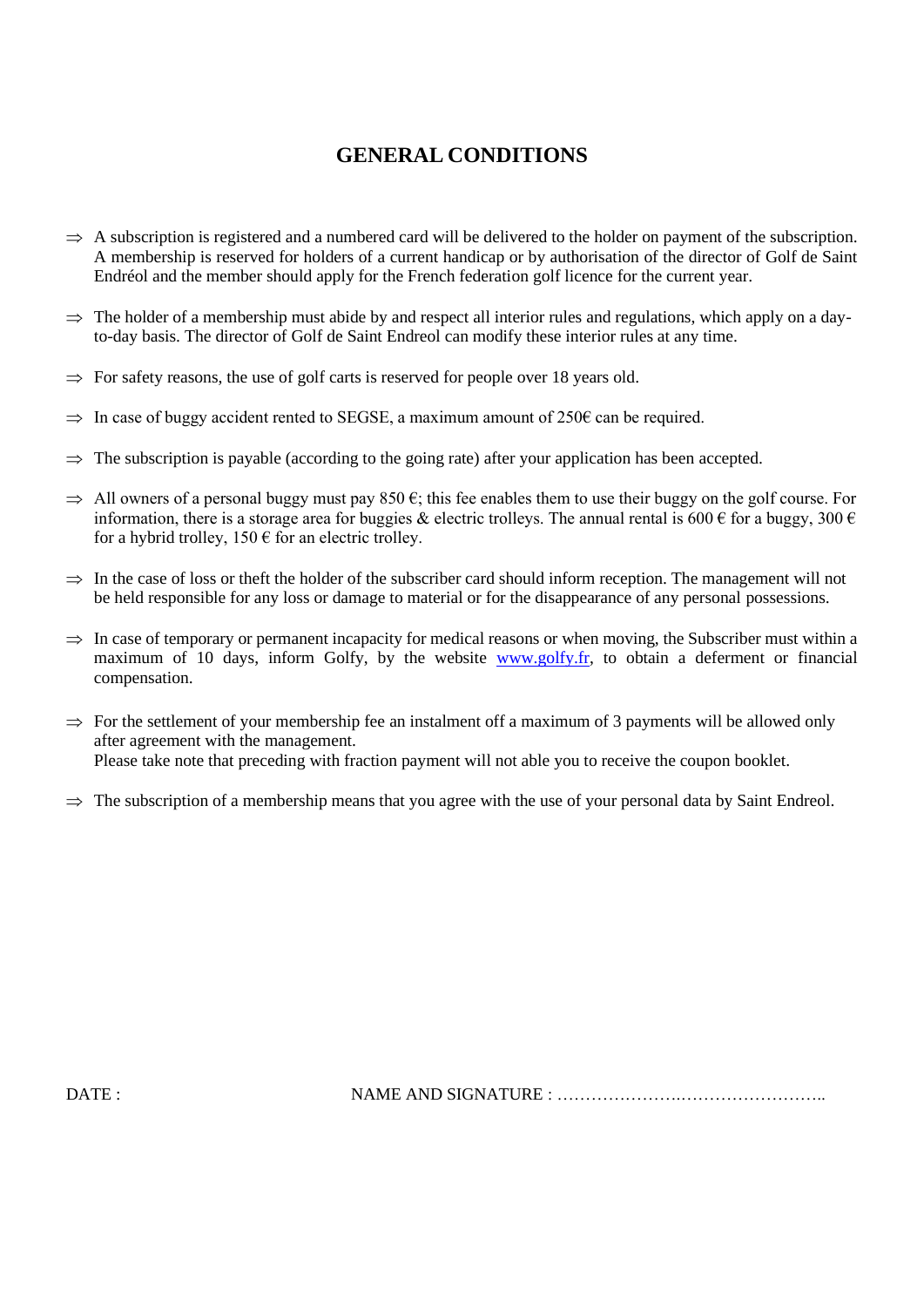# GENERAL CONDITIONS

⇒ A subscription is registered and a numbered card will be delivered to the holder on payment of the subscription. A membership is reserved for holders of a current handicap or by authorisation of the director of Golf de Saint Endréol and the member should apply for the French federation golf licence for the current year.

⇒ The holder of a membership must abide by and respect all interior rules and regulations, which apply on a day-to-day basis. The director of Golf de Saint Endreol can modify these interior rules at any time.

⇒ For safety reasons, the use of golf carts is reserved for people over 18 years old.

⇒ In case of buggy accident rented to SEGSE, a maximum amount of 250€ can be required.

⇒ The subscription is payable (according to the going rate) after your application has been accepted.

⇒ All owners of a personal buggy must pay 850 €; this fee enables them to use their buggy on the golf course. For information, there is a storage area for buggies & electric trolleys. The annual rental is 600 € for a buggy, 300 € for a hybrid trolley, 150 € for an electric trolley.

⇒ In the case of loss or theft the holder of the subscriber card should inform reception. The management will not be held responsible for any loss or damage to material or for the disappearance of any personal possessions.

⇒ In case of temporary or permanent incapacity for medical reasons or when moving, the Subscriber must within a maximum of 10 days, inform Golfy, by the website [www.golfy.fr](http://www.golfy.fr), to obtain a deferment or financial compensation.

⇒ For the settlement of your membership fee an instalment off a maximum of 3 payments will be allowed only after agreement with the management.
Please take note that preceding with fraction payment will not able you to receive the coupon booklet.

⇒ The subscription of a membership means that you agree with the use of your personal data by Saint Endreol.

DATE : NAME AND SIGNATURE : ………………….……………………..